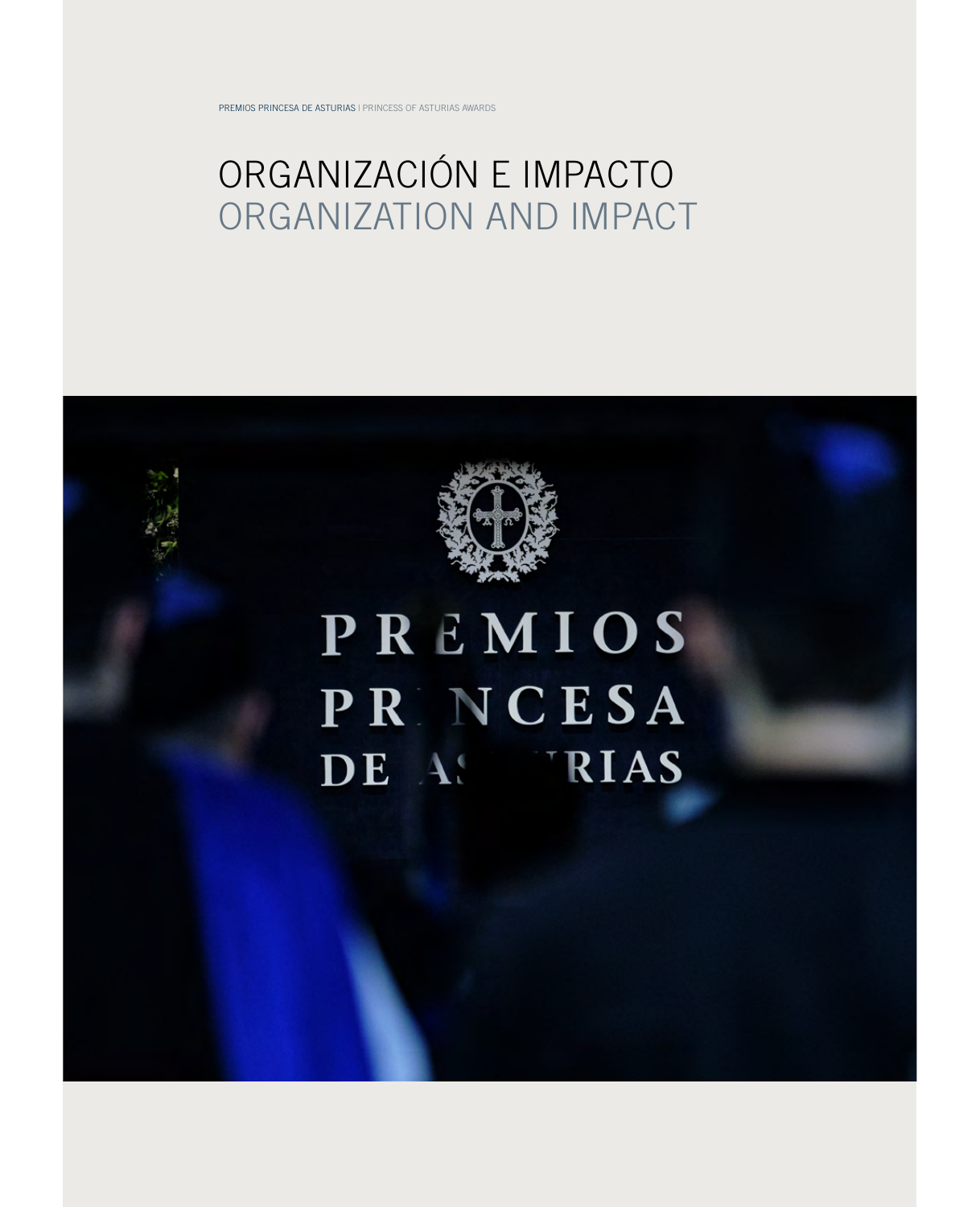PREMIOS PRINCESA DE ASTURIAS | PRINCESS OF ASTURIAS AWARDS

# ORGANIZACIÓN E IMPACTO
# ORGANIZATION AND IMPACT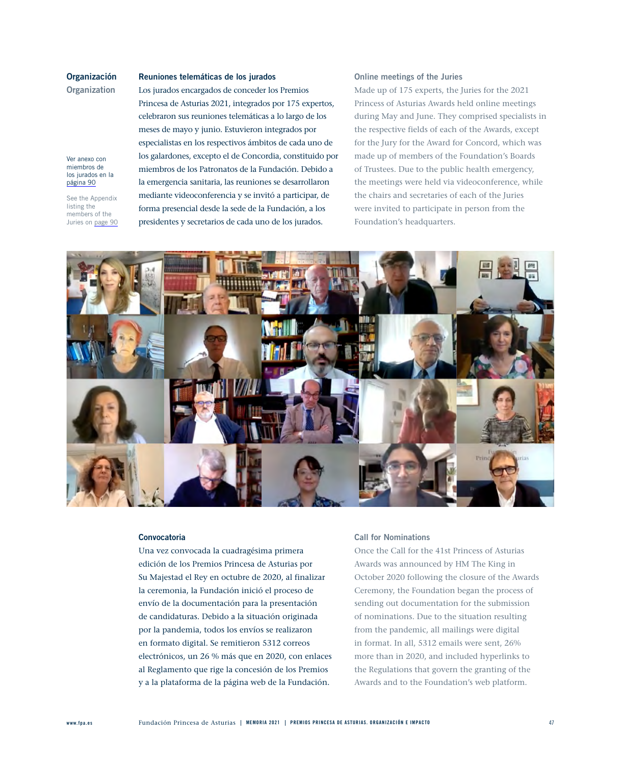## Organización

## Organization

Ver anexo con miembros de los jurados en la página 90

See the Appendix listing the members of the Juries on page 90

### Reuniones telemáticas de los jurados

Los jurados encargados de conceder los Premios Princesa de Asturias 2021, integrados por 175 expertos, celebraron sus reuniones telemáticas a lo largo de los meses de mayo y junio. Estuvieron integrados por especialistas en los respectivos ámbitos de cada uno de los galardones, excepto el de Concordia, constituido por miembros de los Patronatos de la Fundación. Debido a la emergencia sanitaria, las reuniones se desarrollaron mediante videoconferencia y se invitó a participar, de forma presencial desde la sede de la Fundación, a los presidentes y secretarios de cada uno de los jurados.

### Online meetings of the Juries

Made up of 175 experts, the Juries for the 2021 Princess of Asturias Awards held online meetings during May and June. They comprised specialists in the respective fields of each of the Awards, except for the Jury for the Award for Concord, which was made up of members of the Foundation's Boards of Trustees. Due to the public health emergency, the meetings were held via videoconference, while the chairs and secretaries of each of the Juries were invited to participate in person from the Foundation's headquarters.

### Convocatoria

Una vez convocada la cuadragésima primera edición de los Premios Princesa de Asturias por Su Majestad el Rey en octubre de 2020, al finalizar la ceremonia, la Fundación inició el proceso de envío de la documentación para la presentación de candidaturas. Debido a la situación originada por la pandemia, todos los envíos se realizaron en formato digital. Se remitieron 5312 correos electrónicos, un 26 % más que en 2020, con enlaces al Reglamento que rige la concesión de los Premios y a la plataforma de la página web de la Fundación.

### Call for Nominations

Once the Call for the 41st Princess of Asturias Awards was announced by HM The King in October 2020 following the closure of the Awards Ceremony, the Foundation began the process of sending out documentation for the submission of nominations. Due to the situation resulting from the pandemic, all mailings were digital in format. In all, 5312 emails were sent, 26% more than in 2020, and included hyperlinks to the Regulations that govern the granting of the Awards and to the Foundation's web platform.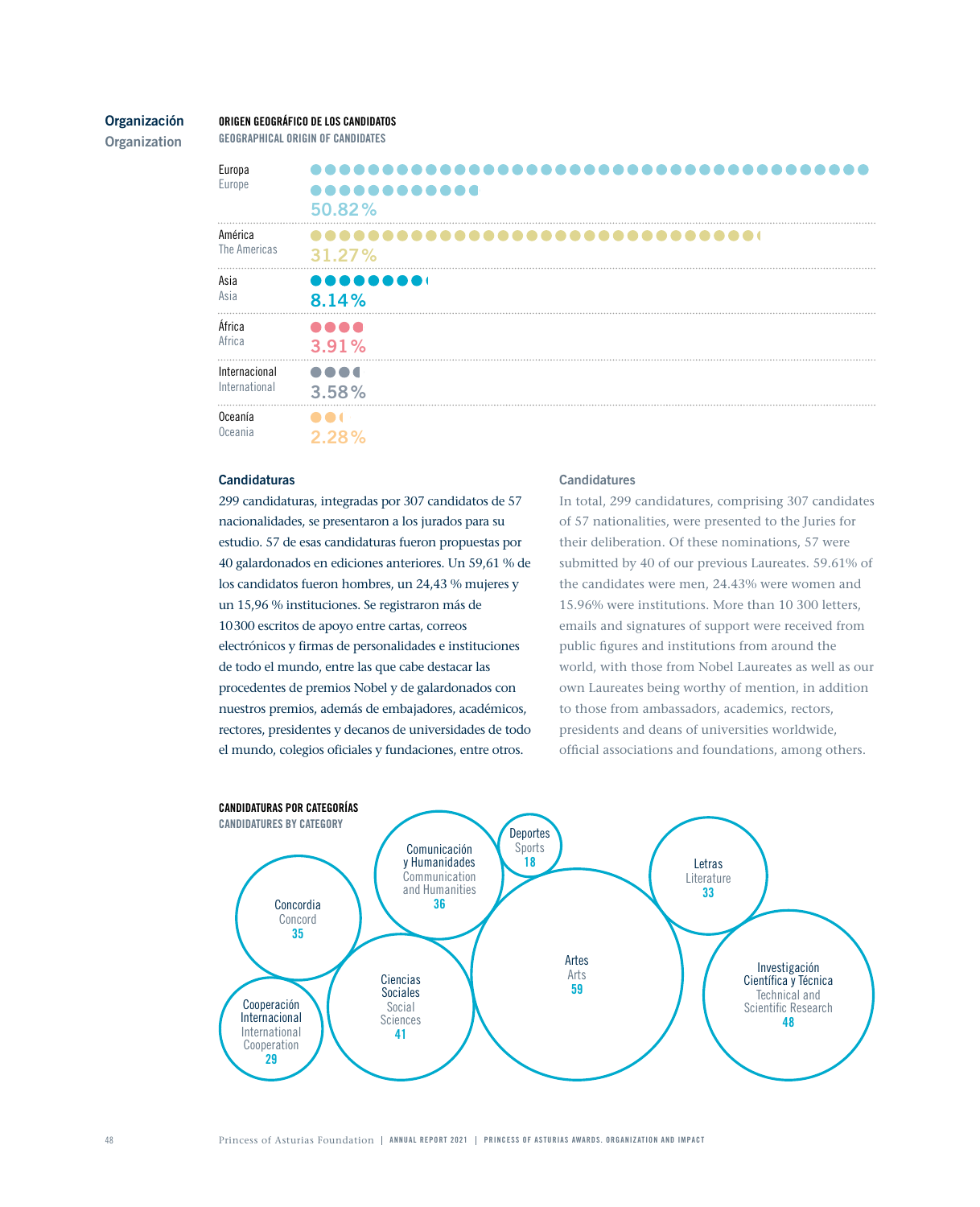## Organización
## Organization

**ORIGEN GEOGRÁFICO DE LOS CANDIDATOS**
**GEOGRAPHICAL ORIGIN OF CANDIDATES**

| Región / Region | % |
|---|---|
| Europa / Europe | 50.82 % |
| América / The Americas | 31.27 % |
| Asia / Asia | 8.14 % |
| África / Africa | 3.91 % |
| Internacional / International | 3.58 % |
| Oceanía / Oceania | 2.28 % |

### Candidaturas

299 candidaturas, integradas por 307 candidatos de 57 nacionalidades, se presentaron a los jurados para su estudio. 57 de esas candidaturas fueron propuestas por 40 galardonados en ediciones anteriores. Un 59,61 % de los candidatos fueron hombres, un 24,43 % mujeres y un 15,96 % instituciones. Se registraron más de 10 300 escritos de apoyo entre cartas, correos electrónicos y firmas de personalidades e instituciones de todo el mundo, entre las que cabe destacar las procedentes de premios Nobel y de galardonados con nuestros premios, además de embajadores, académicos, rectores, presidentes y decanos de universidades de todo el mundo, colegios oficiales y fundaciones, entre otros.

### Candidatures

In total, 299 candidatures, comprising 307 candidates of 57 nationalities, were presented to the Juries for their deliberation. Of these nominations, 57 were submitted by 40 of our previous Laureates. 59.61% of the candidates were men, 24.43% were women and 15.96% were institutions. More than 10 300 letters, emails and signatures of support were received from public figures and institutions from around the world, with those from Nobel Laureates as well as our own Laureates being worthy of mention, in addition to those from ambassadors, academics, rectors, presidents and deans of universities worldwide, official associations and foundations, among others.

**CANDIDATURAS POR CATEGORÍAS**
**CANDIDATURES BY CATEGORY**

| Categoría / Category | Candidaturas |
|---|---|
| Concordia / Concord | 35 |
| Comunicación y Humanidades / Communication and Humanities | 36 |
| Deportes / Sports | 18 |
| Letras / Literature | 33 |
| Artes / Arts | 59 |
| Investigación Científica y Técnica / Technical and Scientific Research | 48 |
| Ciencias Sociales / Social Sciences | 41 |
| Cooperación Internacional / International Cooperation | 29 |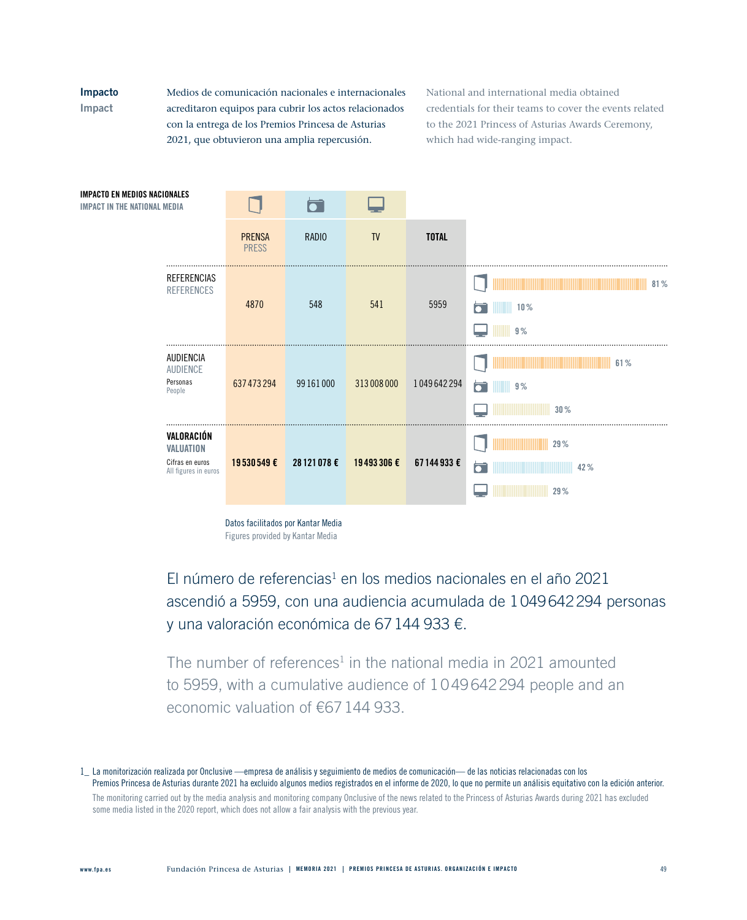**Impacto**
**Impact**

Medios de comunicación nacionales e internacionales acreditaron equipos para cubrir los actos relacionados con la entrega de los Premios Princesa de Asturias 2021, que obtuvieron una amplia repercusión.

National and international media obtained credentials for their teams to cover the events related to the 2021 Princess of Asturias Awards Ceremony, which had wide-ranging impact.

**IMPACTO EN MEDIOS NACIONALES**
IMPACT IN THE NATIONAL MEDIA

| | PRENSA / PRESS | RADIO | TV | **TOTAL** | Prensa / Press % | Radio % | TV % |
|---|---|---|---|---|---|---|---|
| REFERENCIAS / REFERENCES | 4870 | 548 | 541 | 5959 | 81 % | 10 % | 9 % |
| AUDIENCIA / AUDIENCE (Personas / People) | 637 473 294 | 99 161 000 | 313 008 000 | 1 049 642 294 | 61 % | 9 % | 30 % |
| **VALORACIÓN / VALUATION** (Cifras en euros / All figures in euros) | **19 530 549 €** | **28 121 078 €** | **19 493 306 €** | **67 144 933 €** | 29 % | 42 % | 29 % |

Datos facilitados por Kantar Media
Figures provided by Kantar Media

El número de referencias[1] en los medios nacionales en el año 2021 ascendió a 5959, con una audiencia acumulada de 1 049 642 294 personas y una valoración económica de 67 144 933 €.

The number of references[1] in the national media in 2021 amounted to 5959, with a cumulative audience of 1 049 642 294 people and an economic valuation of €67 144 933.

1_ La monitorización realizada por Onclusive —empresa de análisis y seguimiento de medios de comunicación— de las noticias relacionadas con los Premios Princesa de Asturias durante 2021 ha excluido algunos medios registrados en el informe de 2020, lo que no permite un análisis equitativo con la edición anterior.
The monitoring carried out by the media analysis and monitoring company Onclusive of the news related to the Princess of Asturias Awards during 2021 has excluded some media listed in the 2020 report, which does not allow a fair analysis with the previous year.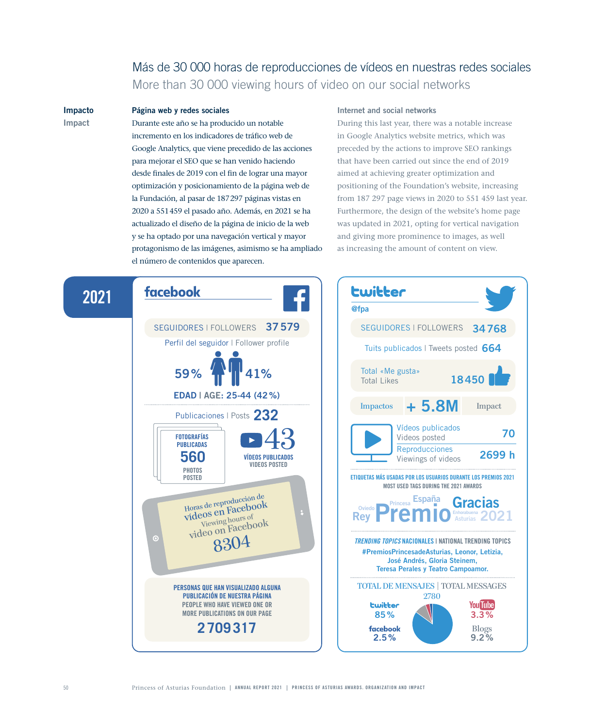# Más de 30 000 horas de reproducciones de vídeos en nuestras redes sociales

## More than 30 000 viewing hours of video on our social networks

**Impacto**
**Impact**

**Página web y redes sociales**

Durante este año se ha producido un notable incremento en los indicadores de tráfico web de Google Analytics, que viene precedido de las acciones para mejorar el SEO que se han venido haciendo desde finales de 2019 con el fin de lograr una mayor optimización y posicionamiento de la página web de la Fundación, al pasar de 187 297 páginas vistas en 2020 a 551 459 el pasado año. Además, en 2021 se ha actualizado el diseño de la página de inicio de la web y se ha optado por una navegación vertical y mayor protagonismo de las imágenes, asimismo se ha ampliado el número de contenidos que aparecen.

**Internet and social networks**

During this last year, there was a notable increase in Google Analytics website metrics, which was preceded by the actions to improve SEO rankings that have been carried out since the end of 2019 aimed at achieving greater optimization and positioning of the Foundation's website, increasing from 187 297 page views in 2020 to 551 459 last year. Furthermore, the design of the website's home page was updated in 2021, opting for vertical navigation and giving more prominence to images, as well as increasing the amount of content on view.

## 2021

### facebook

SEGUIDORES | FOLLOWERS **37 579**

Perfil del seguidor | Follower profile

**59 %** **41 %**

**EDAD | AGE: 25-44 (42 %)**

Publicaciones | Posts **232**

FOTOGRAFÍAS PUBLICADAS **560** PHOTOS POSTED

**43** VÍDEOS PUBLICADOS VIDEOS POSTED

Horas de reproducción de vídeos en Facebook
Viewing hours of video on Facebook
**8304**

PERSONAS QUE HAN VISUALIZADO ALGUNA PUBLICACIÓN DE NUESTRA PÁGINA
PEOPLE WHO HAVE VIEWED ONE OR MORE PUBLICATIONS ON OUR PAGE
**2 709 317**

### twitter

@fpa

SEGUIDORES | FOLLOWERS **34 768**

Tuits publicados | Tweets posted **664**

Total «Me gusta» | Total Likes **18 450**

Impactos **+ 5.8M** Impact

Vídeos publicados | Videos posted **70**

Reproducciones | Viewings of videos **2699 h**

ETIQUETAS MÁS USADAS POR LOS USUARIOS DURANTE LOS PREMIOS 2021
MOST USED TAGS DURING THE 2021 AWARDS

Oviedo Rey Princesa Premio España Enhorabuena Asturias Gracias 2021

*TRENDING TOPICS* NACIONALES | NATIONAL TRENDING TOPICS

#PremiosPrincesadeAsturias, Leonor, Letizia, José Andrés, Gloria Steinem, Teresa Perales y Teatro Campoamor.

TOTAL DE MENSAJES | TOTAL MESSAGES
2780

| Red | % |
|---|---|
| twitter | 85 % |
| facebook | 2.5 % |
| YouTube | 3.3 % |
| Blogs | 9.2 % |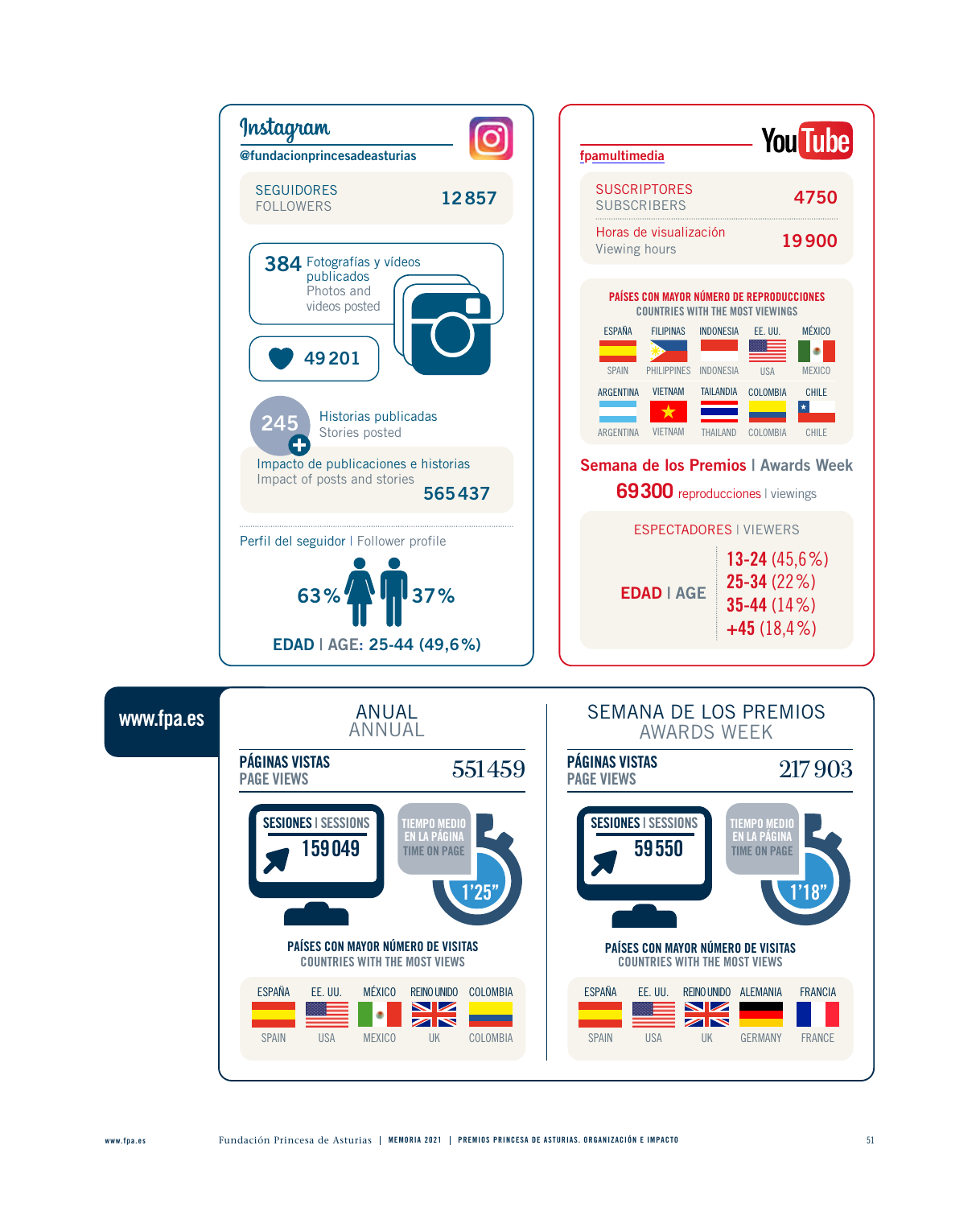## Instagram

**@fundacionprincesadeasturias**

| | |
|---|---|
| SEGUIDORES / FOLLOWERS | 12 857 |

**384** Fotografías y vídeos publicados / Photos and videos posted

**49 201**

**245** Historias publicadas / Stories posted

Impacto de publicaciones e historias / Impact of posts and stories **565 437**

Perfil del seguidor | Follower profile

63 % — 37 %

**EDAD | AGE: 25-44 (49,6 %)**

## YouTube

**fpamultimedia**

| | |
|---|---|
| SUSCRIPTORES / SUBSCRIBERS | 4750 |
| Horas de visualización / Viewing hours | 19 900 |

**PAÍSES CON MAYOR NÚMERO DE REPRODUCCIONES / COUNTRIES WITH THE MOST VIEWINGS**

ESPAÑA / SPAIN · FILIPINAS / PHILIPPINES · INDONESIA / INDONESIA · EE. UU. / USA · MÉXICO / MEXICO · ARGENTINA / ARGENTINA · VIETNAM / VIETNAM · TAILANDIA / THAILAND · COLOMBIA / COLOMBIA · CHILE / CHILE

**Semana de los Premios | Awards Week**

**69 300** reproducciones | viewings

**ESPECTADORES | VIEWERS**

**EDAD | AGE**

- **13-24** (45,6 %)
- **25-34** (22 %)
- **35-44** (14 %)
- **+45** (18,4 %)

## www.fpa.es

### ANUAL / ANNUAL

| | |
|---|---|
| PÁGINAS VISTAS / PAGE VIEWS | 551 459 |
| SESIONES / SESSIONS | 159 049 |
| TIEMPO MEDIO EN LA PÁGINA / TIME ON PAGE | 1'25" |

**PAÍSES CON MAYOR NÚMERO DE VISITAS / COUNTRIES WITH THE MOST VIEWS**

ESPAÑA / SPAIN · EE. UU. / USA · MÉXICO / MEXICO · REINO UNIDO / UK · COLOMBIA / COLOMBIA

### SEMANA DE LOS PREMIOS / AWARDS WEEK

| | |
|---|---|
| PÁGINAS VISTAS / PAGE VIEWS | 217 903 |
| SESIONES / SESSIONS | 59 550 |
| TIEMPO MEDIO EN LA PÁGINA / TIME ON PAGE | 1'18" |

**PAÍSES CON MAYOR NÚMERO DE VISITAS / COUNTRIES WITH THE MOST VIEWS**

ESPAÑA / SPAIN · EE. UU. / USA · REINO UNIDO / UK · ALEMANIA / GERMANY · FRANCIA / FRANCE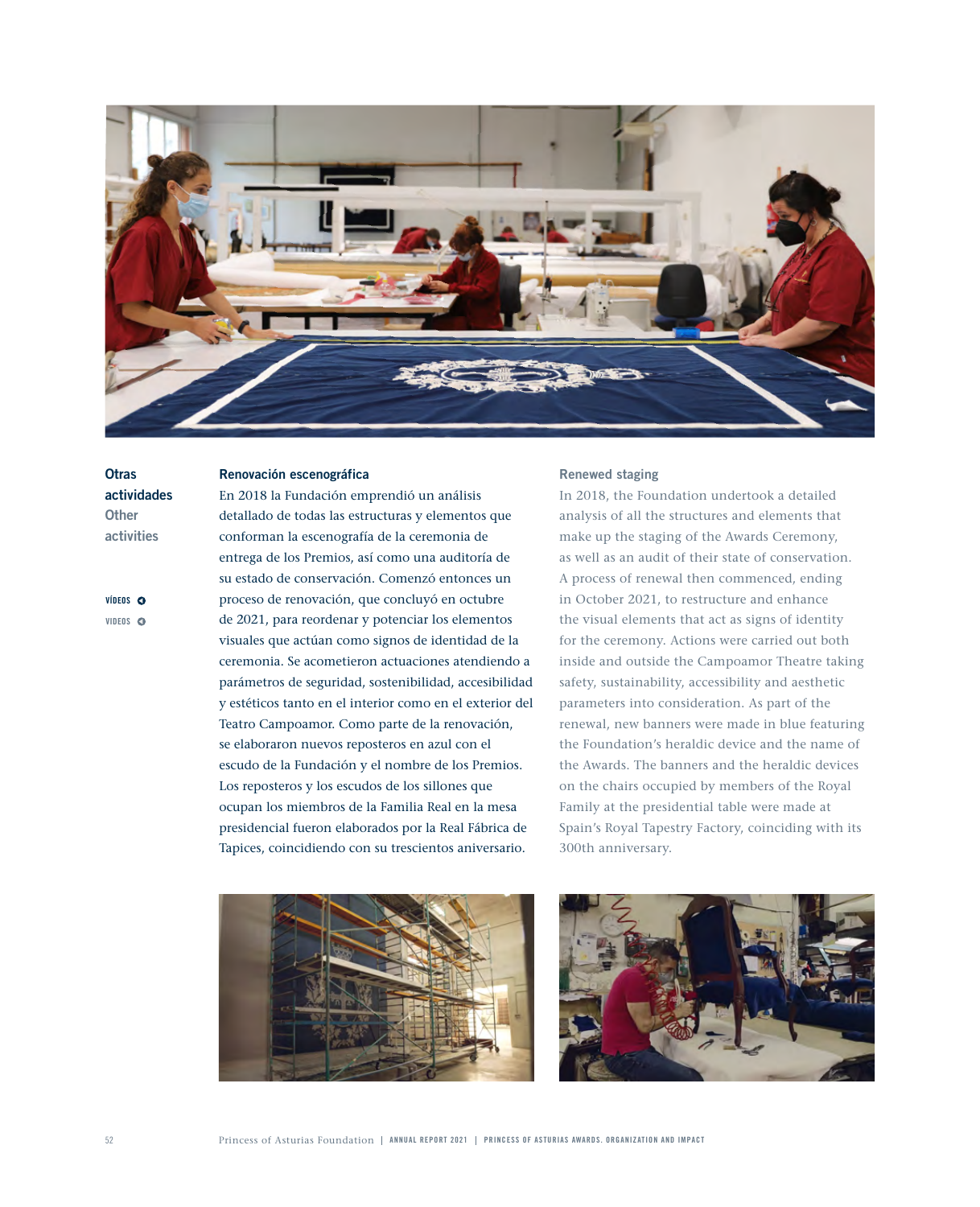**Otras actividades**
Other activities

VÍDEOS
VIDEOS

### Renovación escenográfica

En 2018 la Fundación emprendió un análisis detallado de todas las estructuras y elementos que conforman la escenografía de la ceremonia de entrega de los Premios, así como una auditoría de su estado de conservación. Comenzó entonces un proceso de renovación, que concluyó en octubre de 2021, para reordenar y potenciar los elementos visuales que actúan como signos de identidad de la ceremonia. Se acometieron actuaciones atendiendo a parámetros de seguridad, sostenibilidad, accesibilidad y estéticos tanto en el interior como en el exterior del Teatro Campoamor. Como parte de la renovación, se elaboraron nuevos reposteros en azul con el escudo de la Fundación y el nombre de los Premios. Los reposteros y los escudos de los sillones que ocupan los miembros de la Familia Real en la mesa presidencial fueron elaborados por la Real Fábrica de Tapices, coincidiendo con su trescientos aniversario.

### Renewed staging

In 2018, the Foundation undertook a detailed analysis of all the structures and elements that make up the staging of the Awards Ceremony, as well as an audit of their state of conservation. A process of renewal then commenced, ending in October 2021, to restructure and enhance the visual elements that act as signs of identity for the ceremony. Actions were carried out both inside and outside the Campoamor Theatre taking safety, sustainability, accessibility and aesthetic parameters into consideration. As part of the renewal, new banners were made in blue featuring the Foundation's heraldic device and the name of the Awards. The banners and the heraldic devices on the chairs occupied by members of the Royal Family at the presidential table were made at Spain's Royal Tapestry Factory, coinciding with its 300th anniversary.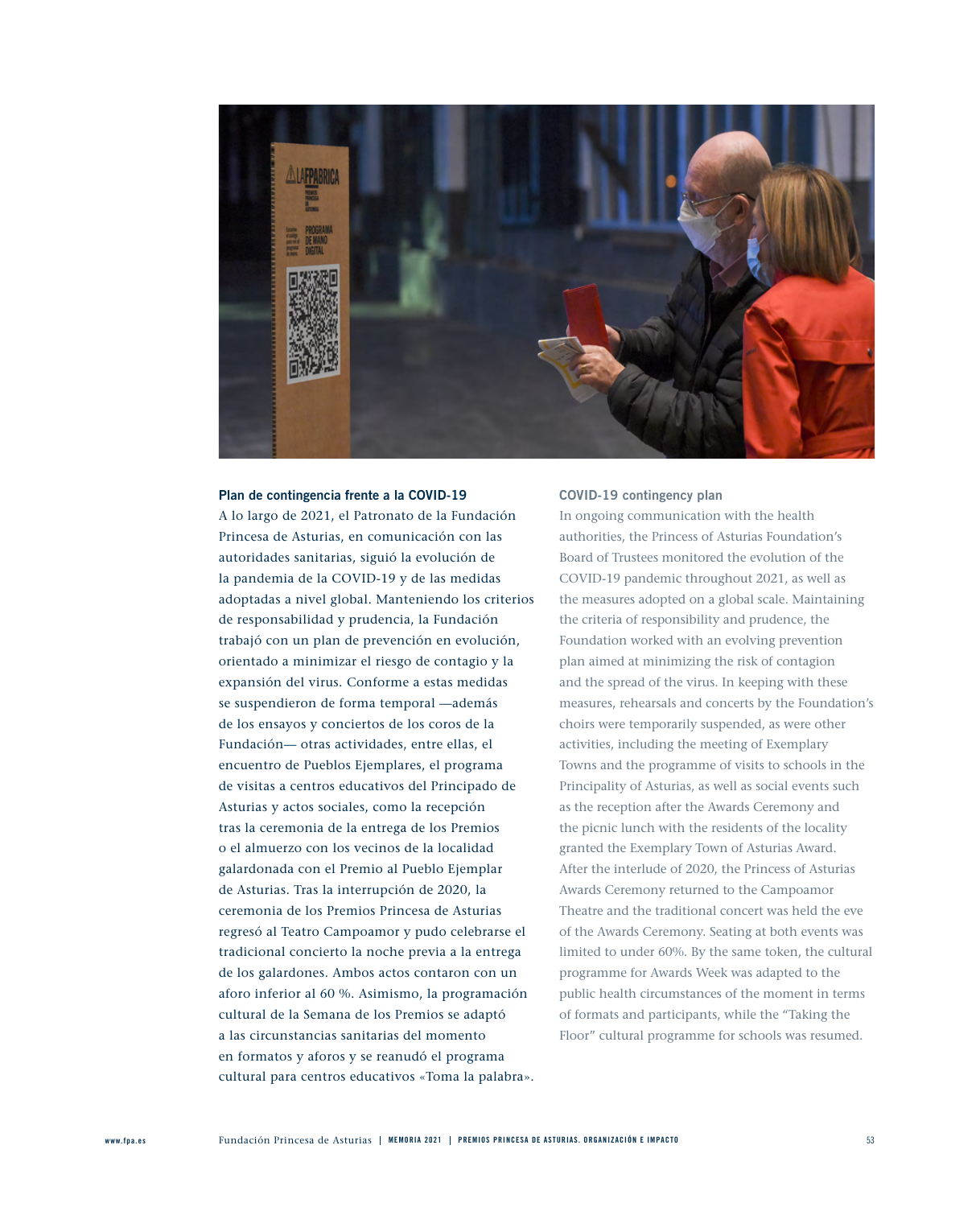### Plan de contingencia frente a la COVID-19

A lo largo de 2021, el Patronato de la Fundación Princesa de Asturias, en comunicación con las autoridades sanitarias, siguió la evolución de la pandemia de la COVID-19 y de las medidas adoptadas a nivel global. Manteniendo los criterios de responsabilidad y prudencia, la Fundación trabajó con un plan de prevención en evolución, orientado a minimizar el riesgo de contagio y la expansión del virus. Conforme a estas medidas se suspendieron de forma temporal —además de los ensayos y conciertos de los coros de la Fundación— otras actividades, entre ellas, el encuentro de Pueblos Ejemplares, el programa de visitas a centros educativos del Principado de Asturias y actos sociales, como la recepción tras la ceremonia de la entrega de los Premios o el almuerzo con los vecinos de la localidad galardonada con el Premio al Pueblo Ejemplar de Asturias. Tras la interrupción de 2020, la ceremonia de los Premios Princesa de Asturias regresó al Teatro Campoamor y pudo celebrarse el tradicional concierto la noche previa a la entrega de los galardones. Ambos actos contaron con un aforo inferior al 60 %. Asimismo, la programación cultural de la Semana de los Premios se adaptó a las circunstancias sanitarias del momento en formatos y aforos y se reanudó el programa cultural para centros educativos «Toma la palabra».

### COVID-19 contingency plan

In ongoing communication with the health authorities, the Princess of Asturias Foundation's Board of Trustees monitored the evolution of the COVID-19 pandemic throughout 2021, as well as the measures adopted on a global scale. Maintaining the criteria of responsibility and prudence, the Foundation worked with an evolving prevention plan aimed at minimizing the risk of contagion and the spread of the virus. In keeping with these measures, rehearsals and concerts by the Foundation's choirs were temporarily suspended, as were other activities, including the meeting of Exemplary Towns and the programme of visits to schools in the Principality of Asturias, as well as social events such as the reception after the Awards Ceremony and the picnic lunch with the residents of the locality granted the Exemplary Town of Asturias Award. After the interlude of 2020, the Princess of Asturias Awards Ceremony returned to the Campoamor Theatre and the traditional concert was held the eve of the Awards Ceremony. Seating at both events was limited to under 60%. By the same token, the cultural programme for Awards Week was adapted to the public health circumstances of the moment in terms of formats and participants, while the "Taking the Floor" cultural programme for schools was resumed.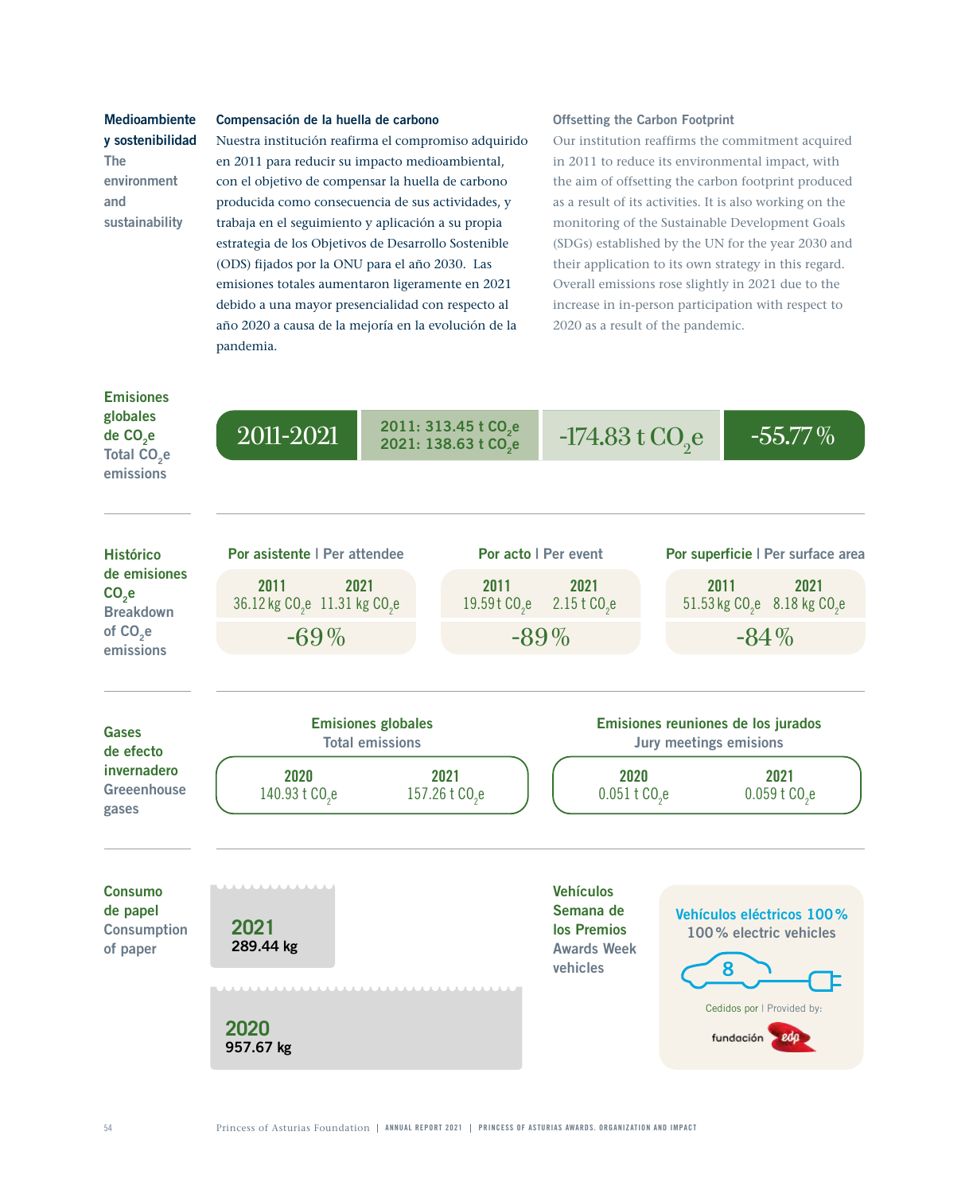## Medioambiente y sostenibilidad
## The environment and sustainability

### Compensación de la huella de carbono

Nuestra institución reafirma el compromiso adquirido en 2011 para reducir su impacto medioambiental, con el objetivo de compensar la huella de carbono producida como consecuencia de sus actividades, y trabaja en el seguimiento y aplicación a su propia estrategia de los Objetivos de Desarrollo Sostenible (ODS) fijados por la ONU para el año 2030. Las emisiones totales aumentaron ligeramente en 2021 debido a una mayor presencialidad con respecto al año 2020 a causa de la mejoría en la evolución de la pandemia.

### Offsetting the Carbon Footprint

Our institution reaffirms the commitment acquired in 2011 to reduce its environmental impact, with the aim of offsetting the carbon footprint produced as a result of its activities. It is also working on the monitoring of the Sustainable Development Goals (SDGs) established by the UN for the year 2030 and their application to its own strategy in this regard. Overall emissions rose slightly in 2021 due to the increase in in-person participation with respect to 2020 as a result of the pandemic.

### Emisiones globales de $CO_2e$ / Total $CO_2e$ emissions

| 2011-2021 | 2011: 313.45 t $CO_2e$ / 2021: 138.63 t $CO_2e$ | -174.83 t $CO_2e$ | -55.77 % |
|---|---|---|---|

### Histórico de emisiones $CO_2e$ / Breakdown of $CO_2e$ emissions

| | 2011 | 2021 | Variación |
|---|---|---|---|
| Por asistente \| Per attendee | 36.12 kg $CO_2e$ | 11.31 kg $CO_2e$ | -69 % |
| Por acto \| Per event | 19.59 t $CO_2e$ | 2.15 t $CO_2e$ | -89 % |
| Por superficie \| Per surface area | 51.53 kg $CO_2e$ | 8.18 kg $CO_2e$ | -84 % |

### Gases de efecto invernadero / Greeenhouse gases

| | 2020 | 2021 |
|---|---|---|
| Emisiones globales / Total emissions | 140.93 t $CO_2e$ | 157.26 t $CO_2e$ |
| Emisiones reuniones de los jurados / Jury meetings emisions | 0.051 t $CO_2e$ | 0.059 t $CO_2e$ |

### Consumo de papel / Consumption of paper

| Año | Consumo |
|---|---|
| 2021 | 289.44 kg |
| 2020 | 957.67 kg |

### Vehículos Semana de los Premios / Awards Week vehicles

Vehículos eléctricos 100 %
100 % electric vehicles

8

Cedidos por | Provided by: fundación edp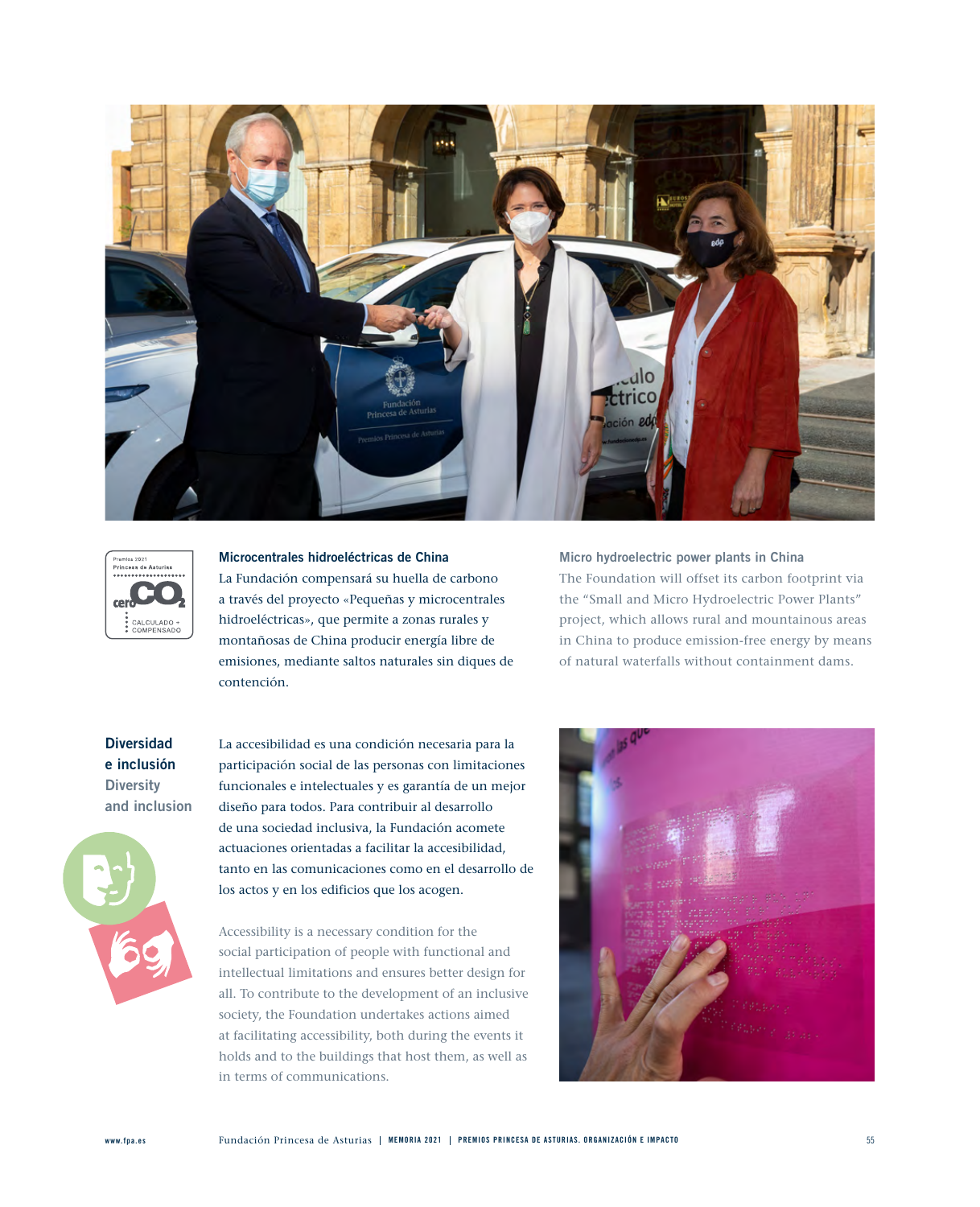### Microcentrales hidroeléctricas de China

La Fundación compensará su huella de carbono a través del proyecto «Pequeñas y microcentrales hidroeléctricas», que permite a zonas rurales y montañosas de China producir energía libre de emisiones, mediante saltos naturales sin diques de contención.

### Micro hydroelectric power plants in China

The Foundation will offset its carbon footprint via the "Small and Micro Hydroelectric Power Plants" project, which allows rural and mountainous areas in China to produce emission-free energy by means of natural waterfalls without containment dams.

## Diversidad e inclusión
## Diversity and inclusion

La accesibilidad es una condición necesaria para la participación social de las personas con limitaciones funcionales e intelectuales y es garantía de un mejor diseño para todos. Para contribuir al desarrollo de una sociedad inclusiva, la Fundación acomete actuaciones orientadas a facilitar la accesibilidad, tanto en las comunicaciones como en el desarrollo de los actos y en los edificios que los acogen.

Accessibility is a necessary condition for the social participation of people with functional and intellectual limitations and ensures better design for all. To contribute to the development of an inclusive society, the Foundation undertakes actions aimed at facilitating accessibility, both during the events it holds and to the buildings that host them, as well as in terms of communications.